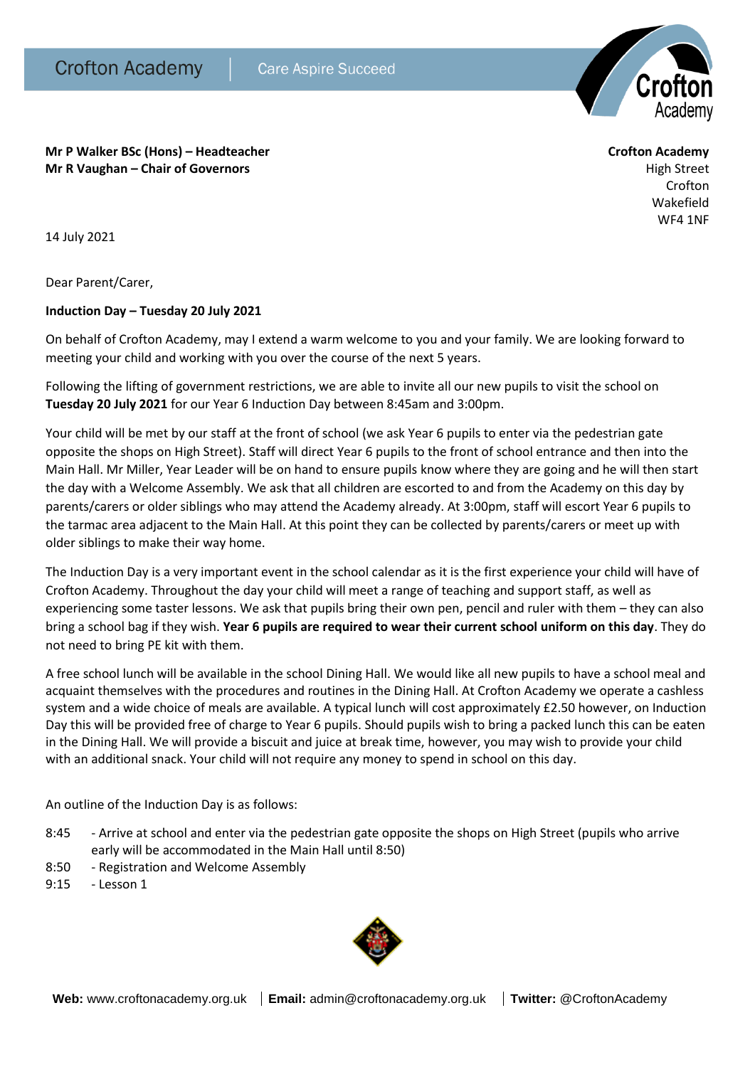Crofton Academy | Care Aspire Succeed

**Mr P Walker BSc (Hons) – Headteacher**
**Mr R Vaughan – Chair of Governors**

**Crofton Academy**
High Street
Crofton
Wakefield
WF4 1NF

14 July 2021

Dear Parent/Carer,

**Induction Day – Tuesday 20 July 2021**

On behalf of Crofton Academy, may I extend a warm welcome to you and your family. We are looking forward to meeting your child and working with you over the course of the next 5 years.

Following the lifting of government restrictions, we are able to invite all our new pupils to visit the school on **Tuesday 20 July 2021** for our Year 6 Induction Day between 8:45am and 3:00pm.

Your child will be met by our staff at the front of school (we ask Year 6 pupils to enter via the pedestrian gate opposite the shops on High Street). Staff will direct Year 6 pupils to the front of school entrance and then into the Main Hall. Mr Miller, Year Leader will be on hand to ensure pupils know where they are going and he will then start the day with a Welcome Assembly. We ask that all children are escorted to and from the Academy on this day by parents/carers or older siblings who may attend the Academy already. At 3:00pm, staff will escort Year 6 pupils to the tarmac area adjacent to the Main Hall. At this point they can be collected by parents/carers or meet up with older siblings to make their way home.

The Induction Day is a very important event in the school calendar as it is the first experience your child will have of Crofton Academy. Throughout the day your child will meet a range of teaching and support staff, as well as experiencing some taster lessons. We ask that pupils bring their own pen, pencil and ruler with them – they can also bring a school bag if they wish. **Year 6 pupils are required to wear their current school uniform on this day**. They do not need to bring PE kit with them.

A free school lunch will be available in the school Dining Hall. We would like all new pupils to have a school meal and acquaint themselves with the procedures and routines in the Dining Hall. At Crofton Academy we operate a cashless system and a wide choice of meals are available. A typical lunch will cost approximately £2.50 however, on Induction Day this will be provided free of charge to Year 6 pupils. Should pupils wish to bring a packed lunch this can be eaten in the Dining Hall. We will provide a biscuit and juice at break time, however, you may wish to provide your child with an additional snack. Your child will not require any money to spend in school on this day.

An outline of the Induction Day is as follows:

- 8:45 - Arrive at school and enter via the pedestrian gate opposite the shops on High Street (pupils who arrive early will be accommodated in the Main Hall until 8:50)
- 8:50 - Registration and Welcome Assembly
- 9:15 - Lesson 1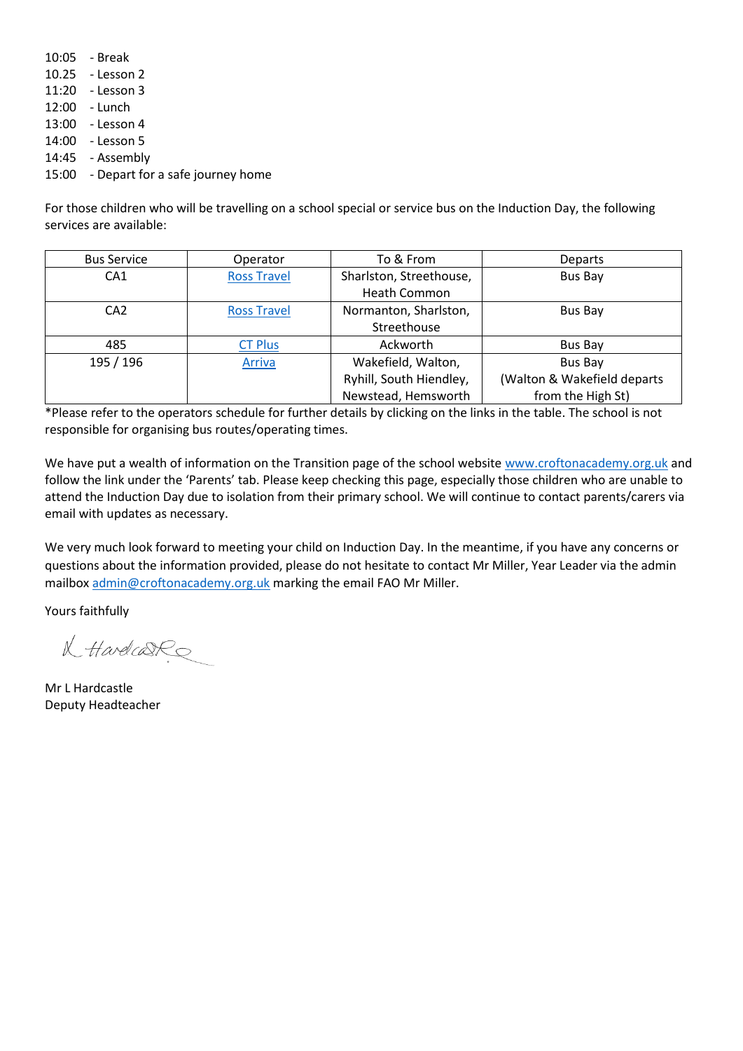10:05 - Break
10.25 - Lesson 2
11:20 - Lesson 3
12:00 - Lunch
13:00 - Lesson 4
14:00 - Lesson 5
14:45 - Assembly
15:00 - Depart for a safe journey home

For those children who will be travelling on a school special or service bus on the Induction Day, the following services are available:

| Bus Service | Operator | To & From | Departs |
|---|---|---|---|
| CA1 | Ross Travel | Sharlston, Streethouse, Heath Common | Bus Bay |
| CA2 | Ross Travel | Normanton, Sharlston, Streethouse | Bus Bay |
| 485 | CT Plus | Ackworth | Bus Bay |
| 195 / 196 | Arriva | Wakefield, Walton, Ryhill, South Hiendley, Newstead, Hemsworth | Bus Bay (Walton & Wakefield departs from the High St) |

*Please refer to the operators schedule for further details by clicking on the links in the table. The school is not responsible for organising bus routes/operating times.

We have put a wealth of information on the Transition page of the school website www.croftonacademy.org.uk and follow the link under the 'Parents' tab. Please keep checking this page, especially those children who are unable to attend the Induction Day due to isolation from their primary school. We will continue to contact parents/carers via email with updates as necessary.

We very much look forward to meeting your child on Induction Day. In the meantime, if you have any concerns or questions about the information provided, please do not hesitate to contact Mr Miller, Year Leader via the admin mailbox admin@croftonacademy.org.uk marking the email FAO Mr Miller.

Yours faithfully

Mr L Hardcastle
Deputy Headteacher